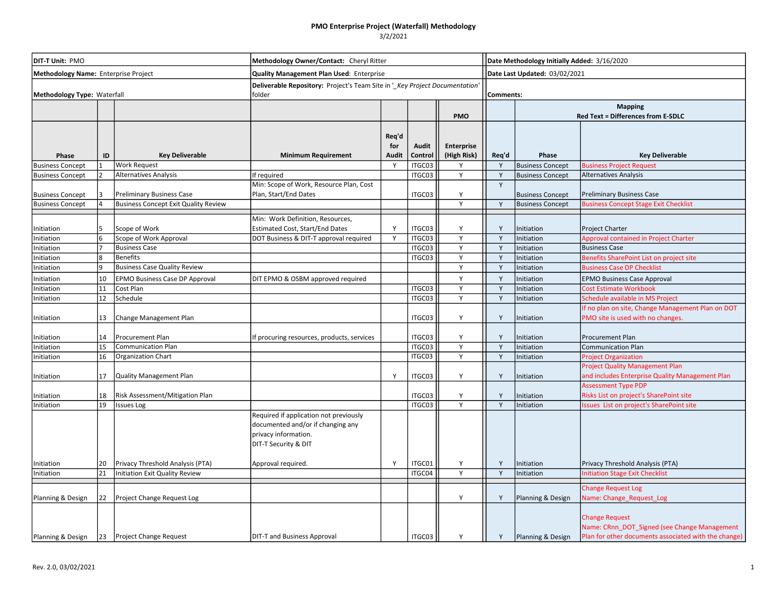# PMO Enterprise Project (Waterfall) Methodology

3/2/2021

| | | |
|---|---|---|
| **DIT-T Unit:** PMO | **Methodology Owner/Contact:** Cheryl Ritter | **Date Methodology Initially Added:** 3/16/2020 |
| **Methodology Name:** Enterprise Project | **Quality Management Plan Used**: Enterprise | **Date Last Updated:** 03/02/2021 |
| **Methodology Type:** Waterfall | **Deliverable Repository:** Project's Team Site in '_*Key Project Documentation'* folder | **Comments:** |

| | | | | | | PMO | Mapping Red Text = Differences from E-SDLC | | |
|---|---|---|---|---|---|---|---|---|---|
| **Phase** | **ID** | **Key Deliverable** | **Minimum Requirement** | **Req'd for Audit** | **Audit Control** | **Enterprise (High Risk)** | **Req'd** | **Phase** | **Key Deliverable** |
| Business Concept | 1 | Work Request | | Y | ITGC03 | Y | Y | Business Concept | Business Project Request |
| Business Concept | 2 | Alternatives Analysis | If required | | ITGC03 | Y | Y | Business Concept | Alternatives Analysis |
| Business Concept | 3 | Preliminary Business Case | Min: Scope of Work, Resource Plan, Cost Plan, Start/End Dates | | ITGC03 | Y | Y | Business Concept | Preliminary Business Case |
| Business Concept | 4 | Business Concept Exit Quality Review | | | | Y | Y | Business Concept | Business Concept Stage Exit Checklist |
| | | | | | | | | | |
| Initiation | 5 | Scope of Work | Min: Work Definition, Resources, Estimated Cost, Start/End Dates | Y | ITGC03 | Y | Y | Initiation | Project Charter |
| Initiation | 6 | Scope of Work Approval | DOT Business & DIT-T approval required | Y | ITGC03 | Y | Y | Initiation | Approval contained in Project Charter |
| Initiation | 7 | Business Case | | | ITGC03 | Y | Y | Initiation | Business Case |
| Initiation | 8 | Benefits | | | ITGC03 | Y | Y | Initiation | Benefits SharePoint List on project site |
| Initiation | 9 | Business Case Quality Review | | | | Y | Y | Initiation | Business Case DP Checklist |
| Initiation | 10 | EPMO Business Case DP Approval | DIT EPMO & OSBM approved required | | | Y | Y | Initiation | EPMO Business Case Approval |
| Initiation | 11 | Cost Plan | | | ITGC03 | Y | Y | Initiation | Cost Estimate Workbook |
| Initiation | 12 | Schedule | | | ITGC03 | Y | Y | Initiation | Schedule available in MS Project |
| Initiation | 13 | Change Management Plan | | | ITGC03 | Y | Y | Initiation | If no plan on site, Change Management Plan on DOT PMO site is used with no changes. |
| Initiation | 14 | Procurement Plan | If procuring resources, products, services | | ITGC03 | Y | Y | Initiation | Procurement Plan |
| Initiation | 15 | Communication Plan | | | ITGC03 | Y | Y | Initiation | Communication Plan |
| Initiation | 16 | Organization Chart | | | ITGC03 | Y | Y | Initiation | Project Organization |
| Initiation | 17 | Quality Management Plan | | Y | ITGC03 | Y | Y | Initiation | Project Quality Management Plan and includes Enterprise Quality Management Plan |
| Initiation | 18 | Risk Assessment/Mitigation Plan | | | ITGC03 | Y | Y | Initiation | Assessment Type PDP Risks List on project's SharePoint site |
| Initiation | 19 | Issues Log | | | ITGC03 | Y | Y | Initiation | Issues List on project's SharePoint site |
| Initiation | 20 | Privacy Threshold Analysis (PTA) | Required if application not previously documented and/or if changing any privacy information. DIT-T Security & DIT Approval required. | Y | ITGC01 | Y | Y | Initiation | Privacy Threshold Analysis (PTA) |
| Initiation | 21 | Initiation Exit Quality Review | | | ITGC04 | Y | Y | Initiation | Initiation Stage Exit Checklist |
| | | | | | | | | | |
| Planning & Design | 22 | Project Change Request Log | | | | Y | Y | Planning & Design | Change Request Log Name: Change_Request_Log |
| Planning & Design | 23 | Project Change Request | DIT-T and Business Approval | | ITGC03 | Y | Y | Planning & Design | Change Request Name: CRnn_DOT_Signed (see Change Management Plan for other documents associated with the change) |

Rev. 2.0, 03/02/2021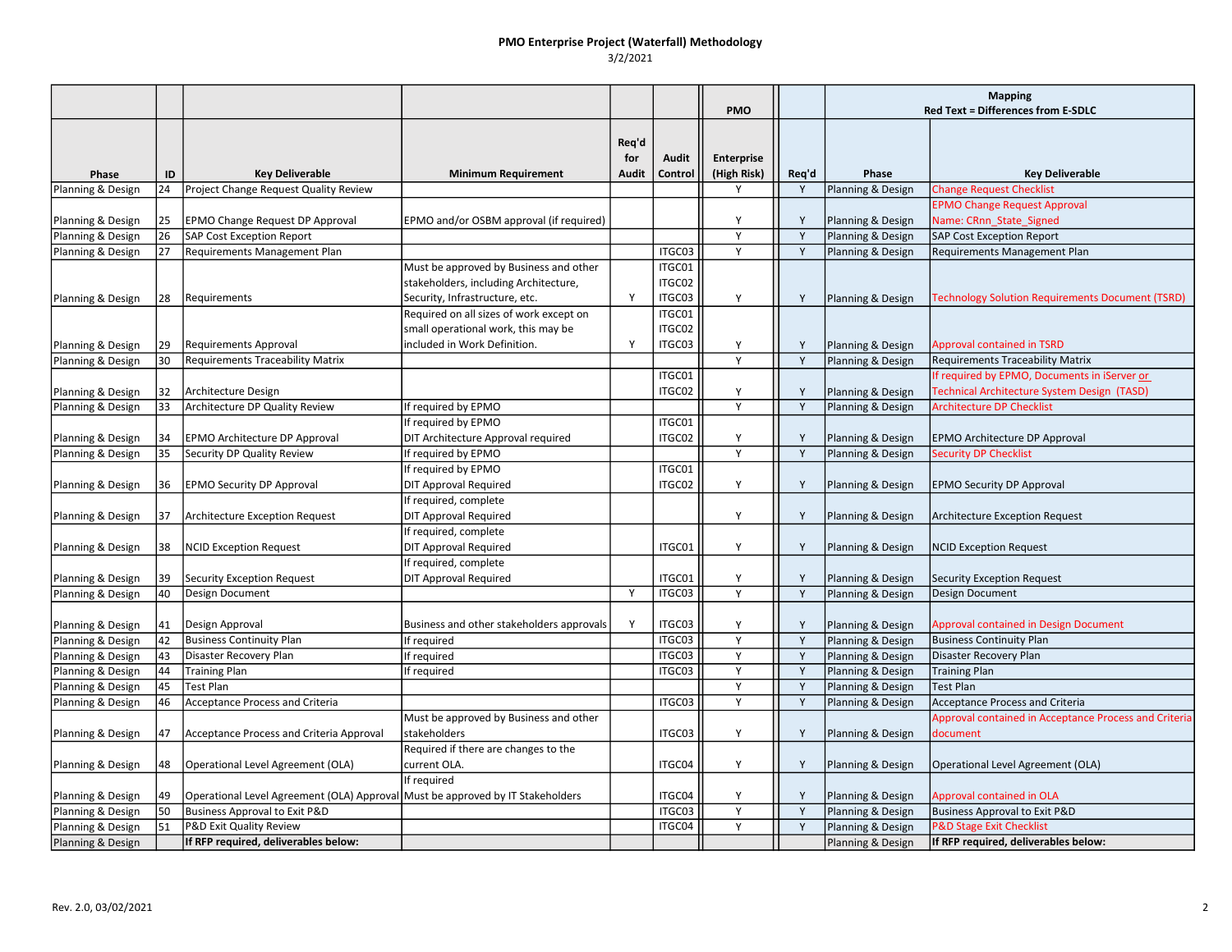**PMO Enterprise Project (Waterfall) Methodology**

3/2/2021

| | | | | | | PMO | | Mapping Red Text = Differences from E-SDLC | |
|---|---|---|---|---|---|---|---|---|---|
| Phase | ID | Key Deliverable | Minimum Requirement | Req'd for Audit | Audit Control | Enterprise (High Risk) | Req'd | Phase | Key Deliverable |
| Planning & Design | 24 | Project Change Request Quality Review | | | | Y | Y | Planning & Design | Change Request Checklist |
| Planning & Design | 25 | EPMO Change Request DP Approval | EPMO and/or OSBM approval (if required) | | | Y | Y | Planning & Design | EPMO Change Request Approval Name: CRnn_State_Signed |
| Planning & Design | 26 | SAP Cost Exception Report | | | | Y | Y | Planning & Design | SAP Cost Exception Report |
| Planning & Design | 27 | Requirements Management Plan | | | ITGC03 | Y | Y | Planning & Design | Requirements Management Plan |
| Planning & Design | 28 | Requirements | Must be approved by Business and other stakeholders, including Architecture, Security, Infrastructure, etc. | Y | ITGC01 ITGC02 ITGC03 | Y | Y | Planning & Design | Technology Solution Requirements Document (TSRD) |
| Planning & Design | 29 | Requirements Approval | Required on all sizes of work except on small operational work, this may be included in Work Definition. | Y | ITGC01 ITGC02 ITGC03 | Y | Y | Planning & Design | Approval contained in TSRD |
| Planning & Design | 30 | Requirements Traceability Matrix | | | | Y | Y | Planning & Design | Requirements Traceability Matrix |
| Planning & Design | 32 | Architecture Design | | | ITGC01 ITGC02 | Y | Y | Planning & Design | If required by EPMO, Documents in iServer or Technical Architecture System Design (TASD) |
| Planning & Design | 33 | Architecture DP Quality Review | If required by EPMO | | | Y | Y | Planning & Design | Architecture DP Checklist |
| Planning & Design | 34 | EPMO Architecture DP Approval | If required by EPMO DIT Architecture Approval required | | ITGC01 ITGC02 | Y | Y | Planning & Design | EPMO Architecture DP Approval |
| Planning & Design | 35 | Security DP Quality Review | If required by EPMO | | | Y | Y | Planning & Design | Security DP Checklist |
| Planning & Design | 36 | EPMO Security DP Approval | If required by EPMO DIT Approval Required | | ITGC01 ITGC02 | Y | Y | Planning & Design | EPMO Security DP Approval |
| Planning & Design | 37 | Architecture Exception Request | If required, complete DIT Approval Required | | | Y | Y | Planning & Design | Architecture Exception Request |
| Planning & Design | 38 | NCID Exception Request | If required, complete DIT Approval Required | | ITGC01 | Y | Y | Planning & Design | NCID Exception Request |
| Planning & Design | 39 | Security Exception Request | If required, complete DIT Approval Required | | ITGC01 | Y | Y | Planning & Design | Security Exception Request |
| Planning & Design | 40 | Design Document | | Y | ITGC03 | Y | Y | Planning & Design | Design Document |
| Planning & Design | 41 | Design Approval | Business and other stakeholders approvals | Y | ITGC03 | Y | Y | Planning & Design | Approval contained in Design Document |
| Planning & Design | 42 | Business Continuity Plan | If required | | ITGC03 | Y | Y | Planning & Design | Business Continuity Plan |
| Planning & Design | 43 | Disaster Recovery Plan | If required | | ITGC03 | Y | Y | Planning & Design | Disaster Recovery Plan |
| Planning & Design | 44 | Training Plan | If required | | ITGC03 | Y | Y | Planning & Design | Training Plan |
| Planning & Design | 45 | Test Plan | | | | Y | Y | Planning & Design | Test Plan |
| Planning & Design | 46 | Acceptance Process and Criteria | | | ITGC03 | Y | Y | Planning & Design | Acceptance Process and Criteria |
| Planning & Design | 47 | Acceptance Process and Criteria Approval | Must be approved by Business and other stakeholders | | ITGC03 | Y | Y | Planning & Design | Approval contained in Acceptance Process and Criteria document |
| Planning & Design | 48 | Operational Level Agreement (OLA) | Required if there are changes to the current OLA. | | ITGC04 | Y | Y | Planning & Design | Operational Level Agreement (OLA) |
| Planning & Design | 49 | Operational Level Agreement (OLA) Approval | If required Must be approved by IT Stakeholders | | ITGC04 | Y | Y | Planning & Design | Approval contained in OLA |
| Planning & Design | 50 | Business Approval to Exit P&D | | | ITGC03 | Y | Y | Planning & Design | Business Approval to Exit P&D |
| Planning & Design | 51 | P&D Exit Quality Review | | | ITGC04 | Y | Y | Planning & Design | P&D Stage Exit Checklist |
| Planning & Design | | **If RFP required, deliverables below:** | | | | | | Planning & Design | **If RFP required, deliverables below:** |

Rev. 2.0, 03/02/2021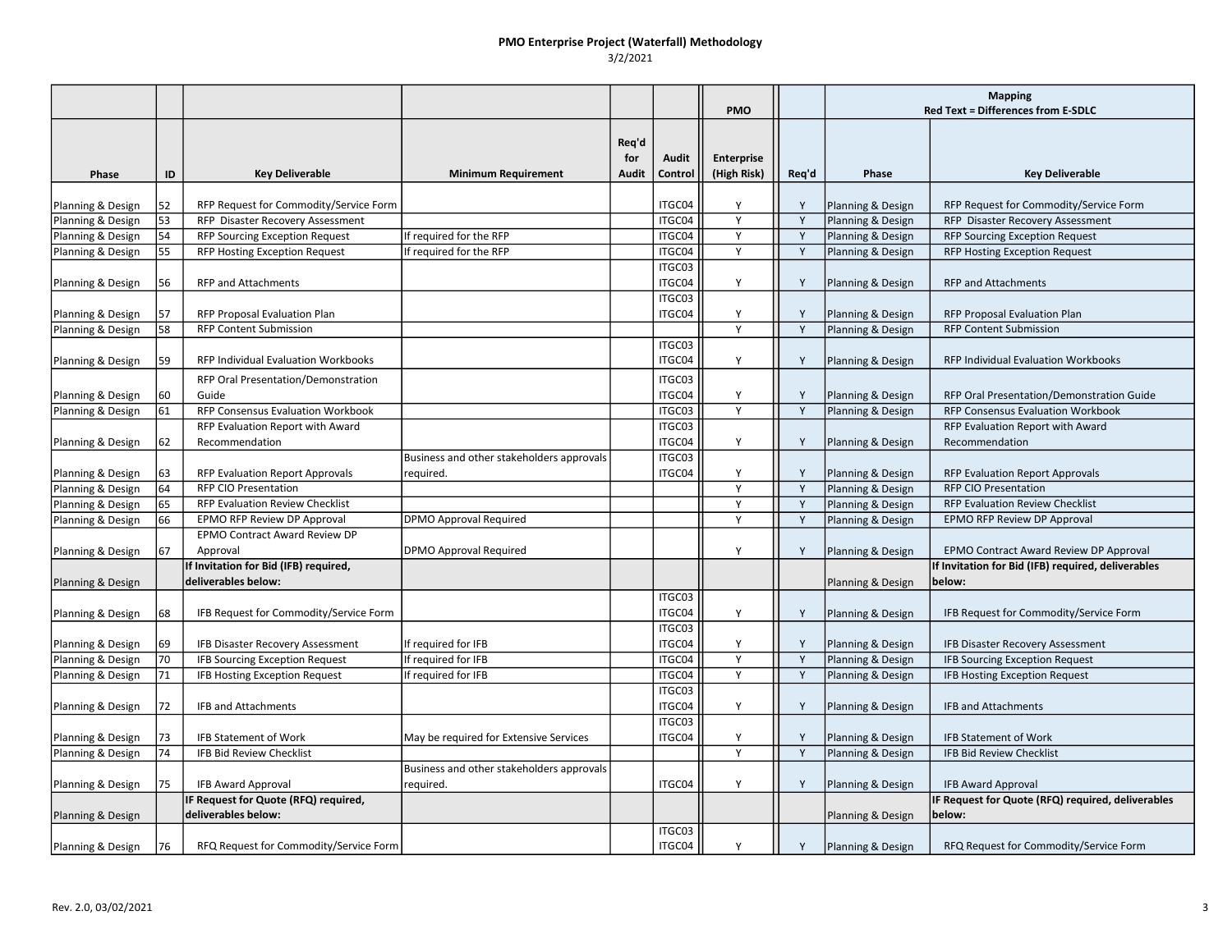# PMO Enterprise Project (Waterfall) Methodology

3/2/2021

| | | | | | | PMO | | Mapping Red Text = Differences from E-SDLC | |
|---|---|---|---|---|---|---|---|---|---|
| **Phase** | **ID** | **Key Deliverable** | **Minimum Requirement** | **Req'd for Audit** | **Audit Control** | **Enterprise (High Risk)** | **Req'd** | **Phase** | **Key Deliverable** |
| Planning & Design | 52 | RFP Request for Commodity/Service Form | | | ITGC04 | Y | Y | Planning & Design | RFP Request for Commodity/Service Form |
| Planning & Design | 53 | RFP Disaster Recovery Assessment | | | ITGC04 | Y | Y | Planning & Design | RFP Disaster Recovery Assessment |
| Planning & Design | 54 | RFP Sourcing Exception Request | If required for the RFP | | ITGC04 | Y | Y | Planning & Design | RFP Sourcing Exception Request |
| Planning & Design | 55 | RFP Hosting Exception Request | If required for the RFP | | ITGC04 | Y | Y | Planning & Design | RFP Hosting Exception Request |
| Planning & Design | 56 | RFP and Attachments | | | ITGC03 ITGC04 | Y | Y | Planning & Design | RFP and Attachments |
| Planning & Design | 57 | RFP Proposal Evaluation Plan | | | ITGC03 ITGC04 | Y | Y | Planning & Design | RFP Proposal Evaluation Plan |
| Planning & Design | 58 | RFP Content Submission | | | | Y | Y | Planning & Design | RFP Content Submission |
| Planning & Design | 59 | RFP Individual Evaluation Workbooks | | | ITGC03 ITGC04 | Y | Y | Planning & Design | RFP Individual Evaluation Workbooks |
| Planning & Design | 60 | RFP Oral Presentation/Demonstration Guide | | | ITGC03 ITGC04 | Y | Y | Planning & Design | RFP Oral Presentation/Demonstration Guide |
| Planning & Design | 61 | RFP Consensus Evaluation Workbook | | | ITGC03 | Y | Y | Planning & Design | RFP Consensus Evaluation Workbook |
| Planning & Design | 62 | RFP Evaluation Report with Award Recommendation | | | ITGC03 ITGC04 | Y | Y | Planning & Design | RFP Evaluation Report with Award Recommendation |
| Planning & Design | 63 | RFP Evaluation Report Approvals | Business and other stakeholders approvals required. | | ITGC03 ITGC04 | Y | Y | Planning & Design | RFP Evaluation Report Approvals |
| Planning & Design | 64 | RFP CIO Presentation | | | | Y | Y | Planning & Design | RFP CIO Presentation |
| Planning & Design | 65 | RFP Evaluation Review Checklist | | | | Y | Y | Planning & Design | RFP Evaluation Review Checklist |
| Planning & Design | 66 | EPMO RFP Review DP Approval | DPMO Approval Required | | | Y | Y | Planning & Design | EPMO RFP Review DP Approval |
| Planning & Design | 67 | EPMO Contract Award Review DP Approval | DPMO Approval Required | | | Y | Y | Planning & Design | EPMO Contract Award Review DP Approval |
| Planning & Design | | **If Invitation for Bid (IFB) required, deliverables below:** | | | | | | Planning & Design | **If Invitation for Bid (IFB) required, deliverables below:** |
| Planning & Design | 68 | IFB Request for Commodity/Service Form | | | ITGC03 ITGC04 | Y | Y | Planning & Design | IFB Request for Commodity/Service Form |
| Planning & Design | 69 | IFB Disaster Recovery Assessment | If required for IFB | | ITGC03 ITGC04 | Y | Y | Planning & Design | IFB Disaster Recovery Assessment |
| Planning & Design | 70 | IFB Sourcing Exception Request | If required for IFB | | ITGC04 | Y | Y | Planning & Design | IFB Sourcing Exception Request |
| Planning & Design | 71 | IFB Hosting Exception Request | If required for IFB | | ITGC04 | Y | Y | Planning & Design | IFB Hosting Exception Request |
| Planning & Design | 72 | IFB and Attachments | | | ITGC03 ITGC04 | Y | Y | Planning & Design | IFB and Attachments |
| Planning & Design | 73 | IFB Statement of Work | May be required for Extensive Services | | ITGC03 ITGC04 | Y | Y | Planning & Design | IFB Statement of Work |
| Planning & Design | 74 | IFB Bid Review Checklist | | | | Y | Y | Planning & Design | IFB Bid Review Checklist |
| Planning & Design | 75 | IFB Award Approval | Business and other stakeholders approvals required. | | ITGC04 | Y | Y | Planning & Design | IFB Award Approval |
| Planning & Design | | **IF Request for Quote (RFQ) required, deliverables below:** | | | | | | Planning & Design | **IF Request for Quote (RFQ) required, deliverables below:** |
| Planning & Design | 76 | RFQ Request for Commodity/Service Form | | | ITGC03 ITGC04 | Y | Y | Planning & Design | RFQ Request for Commodity/Service Form |

Rev. 2.0, 03/02/2021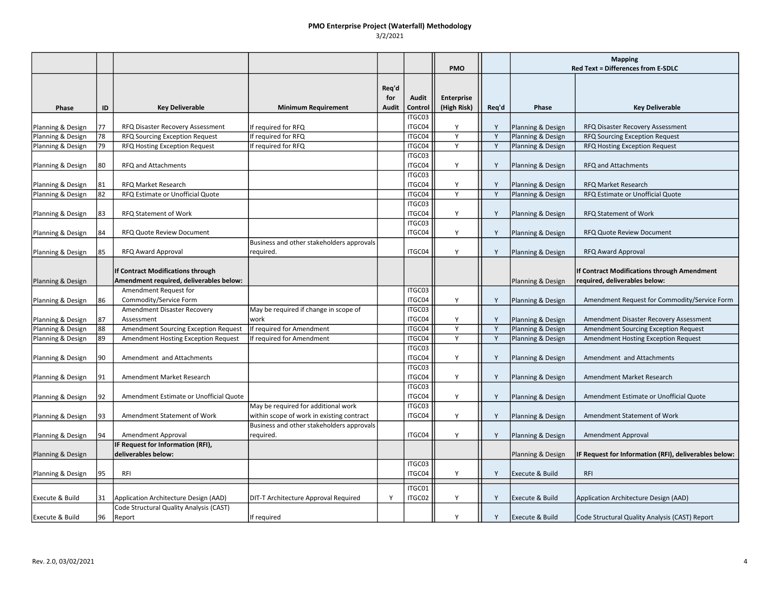# PMO Enterprise Project (Waterfall) Methodology

3/2/2021

| | | | | | | PMO | | Mapping Red Text = Differences from E-SDLC | |
|---|---|---|---|---|---|---|---|---|---|
| Phase | ID | Key Deliverable | Minimum Requirement | Req'd for Audit | Audit Control | Enterprise (High Risk) | Req'd | Phase | Key Deliverable |
| Planning & Design | 77 | RFQ Disaster Recovery Assessment | If required for RFQ | | ITGC03 ITGC04 | Y | Y | Planning & Design | RFQ Disaster Recovery Assessment |
| Planning & Design | 78 | RFQ Sourcing Exception Request | If required for RFQ | | ITGC04 | Y | Y | Planning & Design | RFQ Sourcing Exception Request |
| Planning & Design | 79 | RFQ Hosting Exception Request | If required for RFQ | | ITGC04 | Y | Y | Planning & Design | RFQ Hosting Exception Request |
| Planning & Design | 80 | RFQ and Attachments | | | ITGC03 ITGC04 | Y | Y | Planning & Design | RFQ and Attachments |
| Planning & Design | 81 | RFQ Market Research | | | ITGC03 ITGC04 | Y | Y | Planning & Design | RFQ Market Research |
| Planning & Design | 82 | RFQ Estimate or Unofficial Quote | | | ITGC04 | Y | Y | Planning & Design | RFQ Estimate or Unofficial Quote |
| Planning & Design | 83 | RFQ Statement of Work | | | ITGC03 ITGC04 | Y | Y | Planning & Design | RFQ Statement of Work |
| Planning & Design | 84 | RFQ Quote Review Document | | | ITGC03 ITGC04 | Y | Y | Planning & Design | RFQ Quote Review Document |
| Planning & Design | 85 | RFQ Award Approval | Business and other stakeholders approvals required. | | ITGC04 | Y | Y | Planning & Design | RFQ Award Approval |
| Planning & Design | | **If Contract Modifications through Amendment required, deliverables below:** | | | | | | Planning & Design | **If Contract Modifications through Amendment required, deliverables below:** |
| Planning & Design | 86 | Amendment Request for Commodity/Service Form | | | ITGC03 ITGC04 | Y | Y | Planning & Design | Amendment Request for Commodity/Service Form |
| Planning & Design | 87 | Amendment Disaster Recovery Assessment | May be required if change in scope of work | | ITGC03 ITGC04 | Y | Y | Planning & Design | Amendment Disaster Recovery Assessment |
| Planning & Design | 88 | Amendment Sourcing Exception Request | If required for Amendment | | ITGC04 | Y | Y | Planning & Design | Amendment Sourcing Exception Request |
| Planning & Design | 89 | Amendment Hosting Exception Request | If required for Amendment | | ITGC04 | Y | Y | Planning & Design | Amendment Hosting Exception Request |
| Planning & Design | 90 | Amendment and Attachments | | | ITGC03 ITGC04 | Y | Y | Planning & Design | Amendment and Attachments |
| Planning & Design | 91 | Amendment Market Research | | | ITGC03 ITGC04 | Y | Y | Planning & Design | Amendment Market Research |
| Planning & Design | 92 | Amendment Estimate or Unofficial Quote | | | ITGC03 ITGC04 | Y | Y | Planning & Design | Amendment Estimate or Unofficial Quote |
| Planning & Design | 93 | Amendment Statement of Work | May be required for additional work within scope of work in existing contract | | ITGC03 ITGC04 | Y | Y | Planning & Design | Amendment Statement of Work |
| Planning & Design | 94 | Amendment Approval | Business and other stakeholders approvals required. | | ITGC04 | Y | Y | Planning & Design | Amendment Approval |
| Planning & Design | | **IF Request for Information (RFI), deliverables below:** | | | | | | Planning & Design | **IF Request for Information (RFI), deliverables below:** |
| Planning & Design | 95 | RFI | | | ITGC03 ITGC04 | Y | Y | Execute & Build | RFI |
| | | | | | | | | | |
| Execute & Build | 31 | Application Architecture Design (AAD) | DIT-T Architecture Approval Required | Y | ITGC01 ITGC02 | Y | Y | Execute & Build | Application Architecture Design (AAD) |
| Execute & Build | 96 | Code Structural Quality Analysis (CAST) Report | If required | | | Y | Y | Execute & Build | Code Structural Quality Analysis (CAST) Report |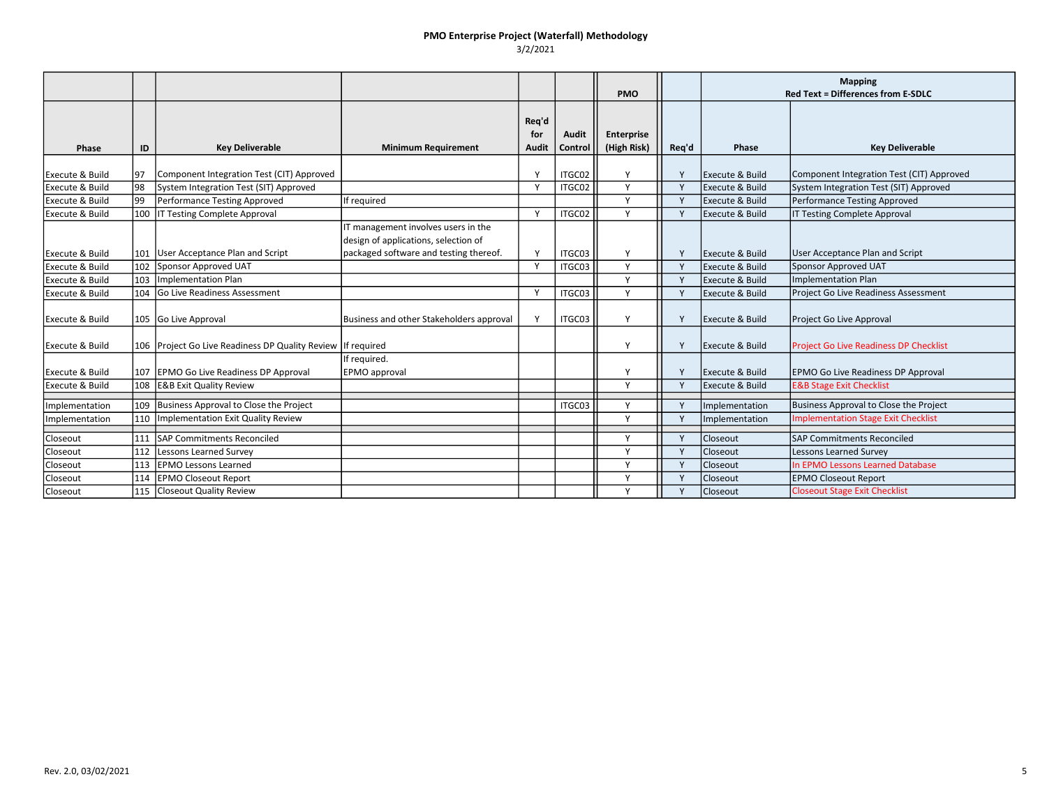**PMO Enterprise Project (Waterfall) Methodology**

3/2/2021

| | | | | | | PMO | | Mapping Red Text = Differences from E-SDLC | |
|---|---|---|---|---|---|---|---|---|---|
| Phase | ID | Key Deliverable | Minimum Requirement | Req'd for Audit | Audit Control | Enterprise (High Risk) | Req'd | Phase | Key Deliverable |
| Execute & Build | 97 | Component Integration Test (CIT) Approved | | Y | ITGC02 | Y | Y | Execute & Build | Component Integration Test (CIT) Approved |
| Execute & Build | 98 | System Integration Test (SIT) Approved | | Y | ITGC02 | Y | Y | Execute & Build | System Integration Test (SIT) Approved |
| Execute & Build | 99 | Performance Testing Approved | If required | | | Y | Y | Execute & Build | Performance Testing Approved |
| Execute & Build | 100 | IT Testing Complete Approval | | Y | ITGC02 | Y | Y | Execute & Build | IT Testing Complete Approval |
| Execute & Build | 101 | User Acceptance Plan and Script | IT management involves users in the design of applications, selection of packaged software and testing thereof. | Y | ITGC03 | Y | Y | Execute & Build | User Acceptance Plan and Script |
| Execute & Build | 102 | Sponsor Approved UAT | | Y | ITGC03 | Y | Y | Execute & Build | Sponsor Approved UAT |
| Execute & Build | 103 | Implementation Plan | | | | Y | Y | Execute & Build | Implementation Plan |
| Execute & Build | 104 | Go Live Readiness Assessment | | Y | ITGC03 | Y | Y | Execute & Build | Project Go Live Readiness Assessment |
| Execute & Build | 105 | Go Live Approval | Business and other Stakeholders approval | Y | ITGC03 | Y | Y | Execute & Build | Project Go Live Approval |
| Execute & Build | 106 | Project Go Live Readiness DP Quality Review | If required | | | Y | Y | Execute & Build | Project Go Live Readiness DP Checklist |
| Execute & Build | 107 | EPMO Go Live Readiness DP Approval | If required. EPMO approval | | | Y | Y | Execute & Build | EPMO Go Live Readiness DP Approval |
| Execute & Build | 108 | E&B Exit Quality Review | | | | Y | Y | Execute & Build | E&B Stage Exit Checklist |
| Implementation | 109 | Business Approval to Close the Project | | | ITGC03 | Y | Y | Implementation | Business Approval to Close the Project |
| Implementation | 110 | Implementation Exit Quality Review | | | | Y | Y | Implementation | Implementation Stage Exit Checklist |
| Closeout | 111 | SAP Commitments Reconciled | | | | Y | Y | Closeout | SAP Commitments Reconciled |
| Closeout | 112 | Lessons Learned Survey | | | | Y | Y | Closeout | Lessons Learned Survey |
| Closeout | 113 | EPMO Lessons Learned | | | | Y | Y | Closeout | In EPMO Lessons Learned Database |
| Closeout | 114 | EPMO Closeout Report | | | | Y | Y | Closeout | EPMO Closeout Report |
| Closeout | 115 | Closeout Quality Review | | | | Y | Y | Closeout | Closeout Stage Exit Checklist |

Rev. 2.0, 03/02/2021